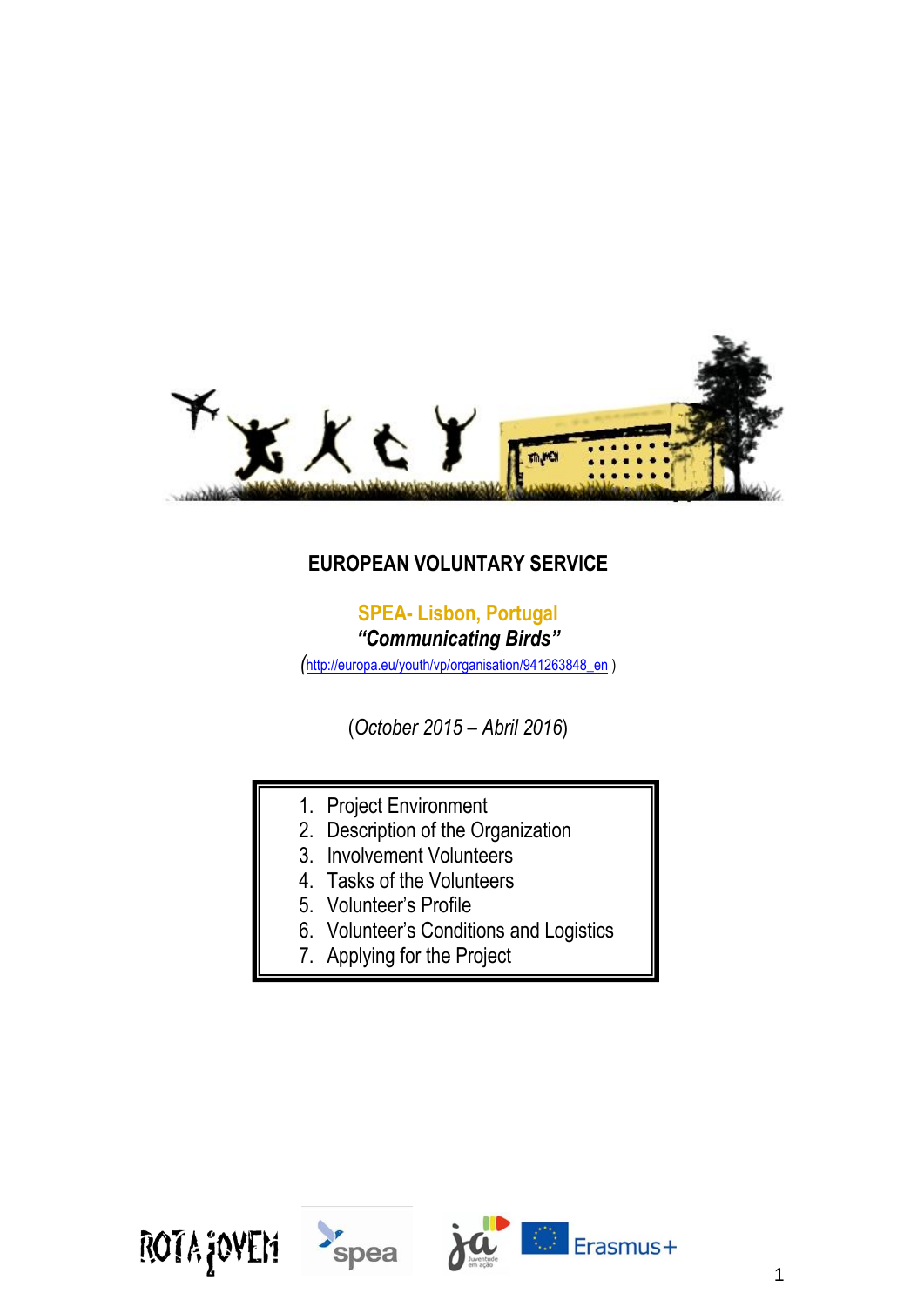# EUROPEAN VOLUNTARY SERVICE

**SPEA- Lisbon, Portugal**

***"Communicating Birds"***

(http://europa.eu/youth/vp/organisation/941263848_en )

(*October 2015 – Abril 2016*)

1. Project Environment
2. Description of the Organization
3. Involvement Volunteers
4. Tasks of the Volunteers
5. Volunteer's Profile
6. Volunteer's Conditions and Logistics
7. Applying for the Project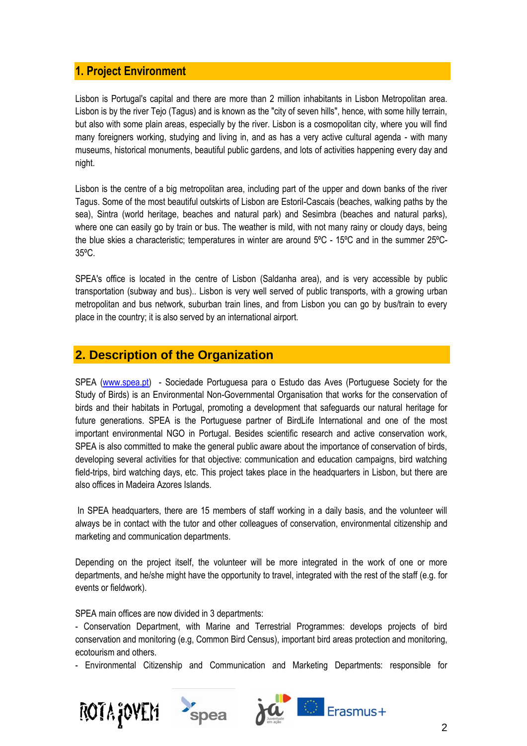## 1. Project Environment

Lisbon is Portugal's capital and there are more than 2 million inhabitants in Lisbon Metropolitan area. Lisbon is by the river Tejo (Tagus) and is known as the "city of seven hills", hence, with some hilly terrain, but also with some plain areas, especially by the river. Lisbon is a cosmopolitan city, where you will find many foreigners working, studying and living in, and as has a very active cultural agenda - with many museums, historical monuments, beautiful public gardens, and lots of activities happening every day and night.

Lisbon is the centre of a big metropolitan area, including part of the upper and down banks of the river Tagus. Some of the most beautiful outskirts of Lisbon are Estoril-Cascais (beaches, walking paths by the sea), Sintra (world heritage, beaches and natural park) and Sesimbra (beaches and natural parks), where one can easily go by train or bus. The weather is mild, with not many rainy or cloudy days, being the blue skies a characteristic; temperatures in winter are around 5ºC - 15ºC and in the summer 25ºC-35ºC.

SPEA's office is located in the centre of Lisbon (Saldanha area), and is very accessible by public transportation (subway and bus).. Lisbon is very well served of public transports, with a growing urban metropolitan and bus network, suburban train lines, and from Lisbon you can go by bus/train to every place in the country; it is also served by an international airport.

## 2. Description of the Organization

SPEA (www.spea.pt) - Sociedade Portuguesa para o Estudo das Aves (Portuguese Society for the Study of Birds) is an Environmental Non-Governmental Organisation that works for the conservation of birds and their habitats in Portugal, promoting a development that safeguards our natural heritage for future generations. SPEA is the Portuguese partner of BirdLife International and one of the most important environmental NGO in Portugal. Besides scientific research and active conservation work, SPEA is also committed to make the general public aware about the importance of conservation of birds, developing several activities for that objective: communication and education campaigns, bird watching field-trips, bird watching days, etc. This project takes place in the headquarters in Lisbon, but there are also offices in Madeira Azores Islands.

In SPEA headquarters, there are 15 members of staff working in a daily basis, and the volunteer will always be in contact with the tutor and other colleagues of conservation, environmental citizenship and marketing and communication departments.

Depending on the project itself, the volunteer will be more integrated in the work of one or more departments, and he/she might have the opportunity to travel, integrated with the rest of the staff (e.g. for events or fieldwork).

SPEA main offices are now divided in 3 departments:

- Conservation Department, with Marine and Terrestrial Programmes: develops projects of bird conservation and monitoring (e.g, Common Bird Census), important bird areas protection and monitoring, ecotourism and others.
- Environmental Citizenship and Communication and Marketing Departments: responsible for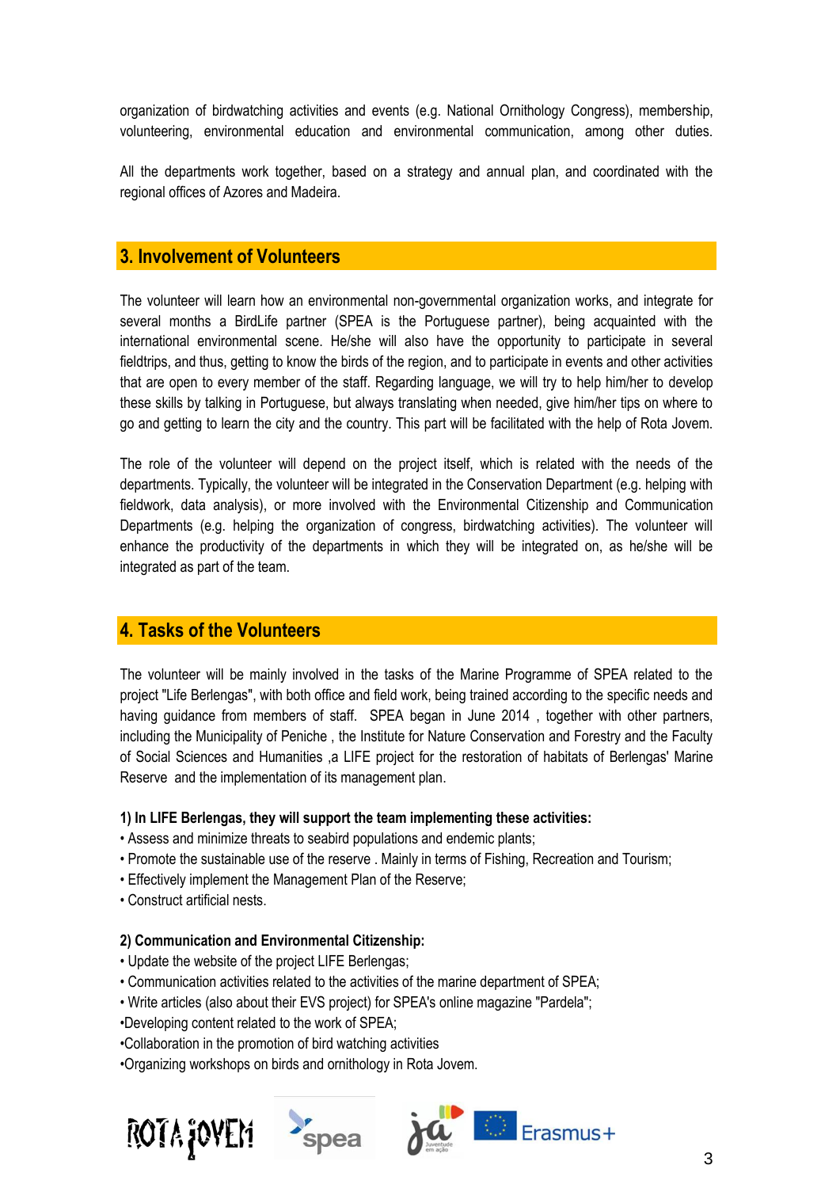organization of birdwatching activities and events (e.g. National Ornithology Congress), membership, volunteering, environmental education and environmental communication, among other duties.

All the departments work together, based on a strategy and annual plan, and coordinated with the regional offices of Azores and Madeira.

## 3. Involvement of Volunteers

The volunteer will learn how an environmental non-governmental organization works, and integrate for several months a BirdLife partner (SPEA is the Portuguese partner), being acquainted with the international environmental scene. He/she will also have the opportunity to participate in several fieldtrips, and thus, getting to know the birds of the region, and to participate in events and other activities that are open to every member of the staff. Regarding language, we will try to help him/her to develop these skills by talking in Portuguese, but always translating when needed, give him/her tips on where to go and getting to learn the city and the country. This part will be facilitated with the help of Rota Jovem.

The role of the volunteer will depend on the project itself, which is related with the needs of the departments. Typically, the volunteer will be integrated in the Conservation Department (e.g. helping with fieldwork, data analysis), or more involved with the Environmental Citizenship and Communication Departments (e.g. helping the organization of congress, birdwatching activities). The volunteer will enhance the productivity of the departments in which they will be integrated on, as he/she will be integrated as part of the team.

## 4. Tasks of the Volunteers

The volunteer will be mainly involved in the tasks of the Marine Programme of SPEA related to the project "Life Berlengas", with both office and field work, being trained according to the specific needs and having guidance from members of staff. SPEA began in June 2014 , together with other partners, including the Municipality of Peniche , the Institute for Nature Conservation and Forestry and the Faculty of Social Sciences and Humanities ,a LIFE project for the restoration of habitats of Berlengas' Marine Reserve and the implementation of its management plan.

**1) In LIFE Berlengas, they will support the team implementing these activities:**

- Assess and minimize threats to seabird populations and endemic plants;
- Promote the sustainable use of the reserve . Mainly in terms of Fishing, Recreation and Tourism;
- Effectively implement the Management Plan of the Reserve;
- Construct artificial nests.

**2) Communication and Environmental Citizenship:**

- Update the website of the project LIFE Berlengas;
- Communication activities related to the activities of the marine department of SPEA;
- Write articles (also about their EVS project) for SPEA's online magazine "Pardela";
- Developing content related to the work of SPEA;
- Collaboration in the promotion of bird watching activities
- Organizing workshops on birds and ornithology in Rota Jovem.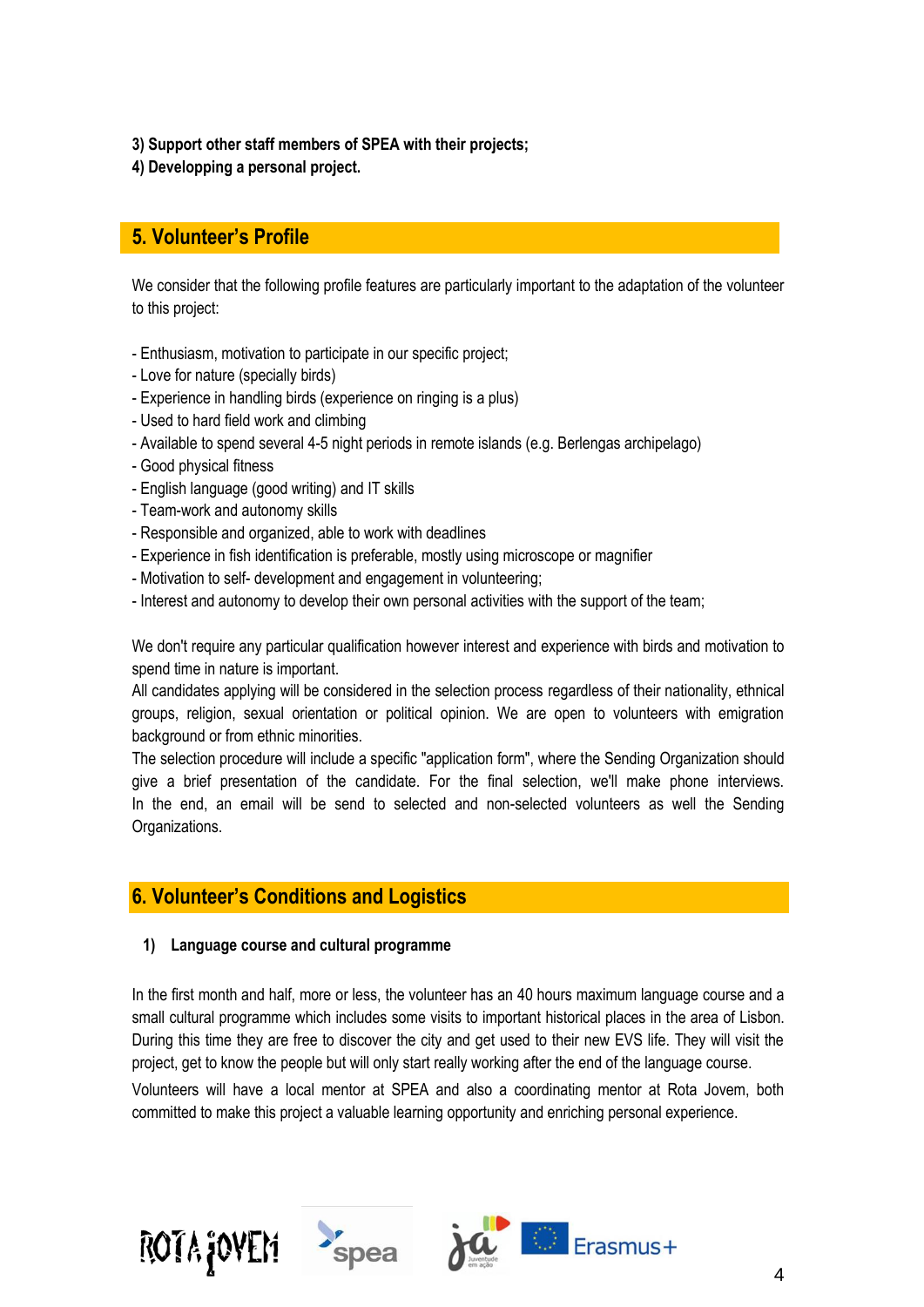**3) Support other staff members of SPEA with their projects;**
**4) Developping a personal project.**

## 5. Volunteer's Profile

We consider that the following profile features are particularly important to the adaptation of the volunteer to this project:

- Enthusiasm, motivation to participate in our specific project;
- Love for nature (specially birds)
- Experience in handling birds (experience on ringing is a plus)
- Used to hard field work and climbing
- Available to spend several 4-5 night periods in remote islands (e.g. Berlengas archipelago)
- Good physical fitness
- English language (good writing) and IT skills
- Team-work and autonomy skills
- Responsible and organized, able to work with deadlines
- Experience in fish identification is preferable, mostly using microscope or magnifier
- Motivation to self- development and engagement in volunteering;
- Interest and autonomy to develop their own personal activities with the support of the team;

We don't require any particular qualification however interest and experience with birds and motivation to spend time in nature is important.
All candidates applying will be considered in the selection process regardless of their nationality, ethnical groups, religion, sexual orientation or political opinion. We are open to volunteers with emigration background or from ethnic minorities.
The selection procedure will include a specific "application form", where the Sending Organization should give a brief presentation of the candidate. For the final selection, we'll make phone interviews. In the end, an email will be send to selected and non-selected volunteers as well the Sending Organizations.

## 6. Volunteer's Conditions and Logistics

### 1) Language course and cultural programme

In the first month and half, more or less, the volunteer has an 40 hours maximum language course and a small cultural programme which includes some visits to important historical places in the area of Lisbon. During this time they are free to discover the city and get used to their new EVS life. They will visit the project, get to know the people but will only start really working after the end of the language course.
Volunteers will have a local mentor at SPEA and also a coordinating mentor at Rota Jovem, both committed to make this project a valuable learning opportunity and enriching personal experience.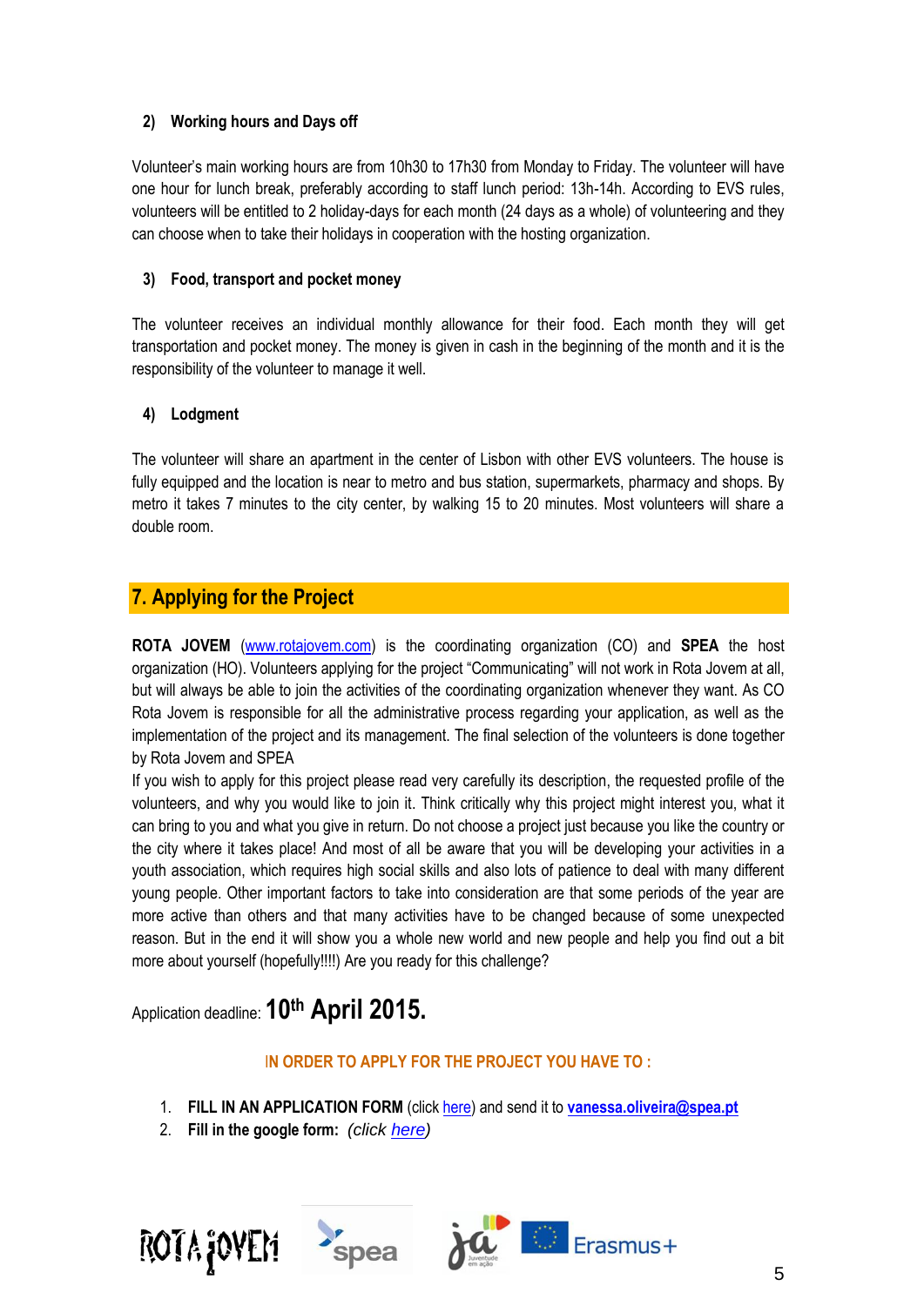#### 2) Working hours and Days off

Volunteer's main working hours are from 10h30 to 17h30 from Monday to Friday. The volunteer will have one hour for lunch break, preferably according to staff lunch period: 13h-14h. According to EVS rules, volunteers will be entitled to 2 holiday-days for each month (24 days as a whole) of volunteering and they can choose when to take their holidays in cooperation with the hosting organization.

#### 3) Food, transport and pocket money

The volunteer receives an individual monthly allowance for their food. Each month they will get transportation and pocket money. The money is given in cash in the beginning of the month and it is the responsibility of the volunteer to manage it well.

#### 4) Lodgment

The volunteer will share an apartment in the center of Lisbon with other EVS volunteers. The house is fully equipped and the location is near to metro and bus station, supermarkets, pharmacy and shops. By metro it takes 7 minutes to the city center, by walking 15 to 20 minutes. Most volunteers will share a double room.

## 7. Applying for the Project

**ROTA JOVEM** (www.rotajovem.com) is the coordinating organization (CO) and **SPEA** the host organization (HO). Volunteers applying for the project "Communicating" will not work in Rota Jovem at all, but will always be able to join the activities of the coordinating organization whenever they want. As CO Rota Jovem is responsible for all the administrative process regarding your application, as well as the implementation of the project and its management. The final selection of the volunteers is done together by Rota Jovem and SPEA

If you wish to apply for this project please read very carefully its description, the requested profile of the volunteers, and why you would like to join it. Think critically why this project might interest you, what it can bring to you and what you give in return. Do not choose a project just because you like the country or the city where it takes place! And most of all be aware that you will be developing your activities in a youth association, which requires high social skills and also lots of patience to deal with many different young people. Other important factors to take into consideration are that some periods of the year are more active than others and that many activities have to be changed because of some unexpected reason. But in the end it will show you a whole new world and new people and help you find out a bit more about yourself (hopefully!!!!) Are you ready for this challenge?

Application deadline: **10th April 2015.**

**IN ORDER TO APPLY FOR THE PROJECT YOU HAVE TO :**

1. **FILL IN AN APPLICATION FORM** (click here) and send it to **vanessa.oliveira@spea.pt**
2. **Fill in the google form:** *(click here)*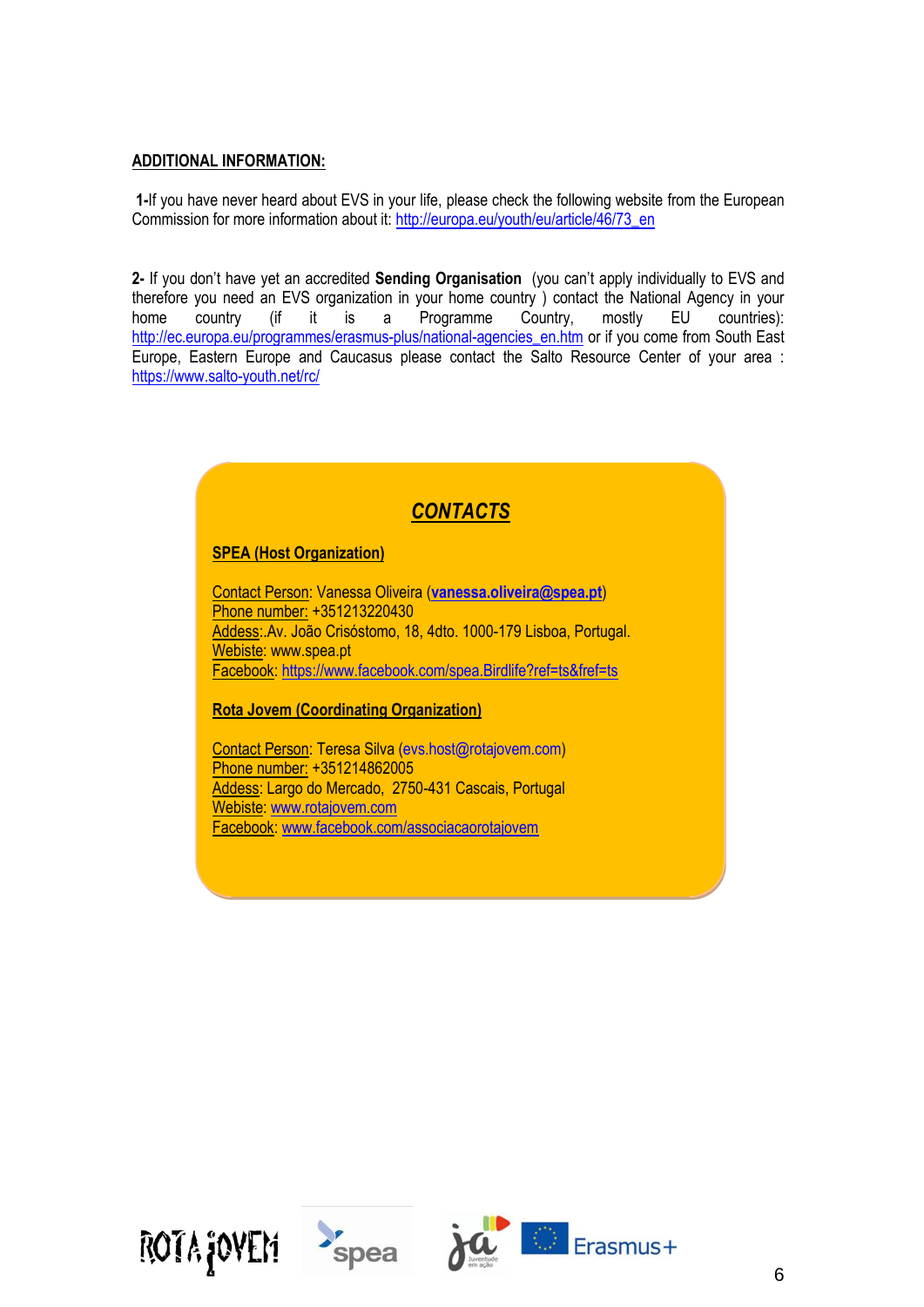**ADDITIONAL INFORMATION:**

**1-**If you have never heard about EVS in your life, please check the following website from the European Commission for more information about it: http://europa.eu/youth/eu/article/46/73_en

**2-** If you don't have yet an accredited **Sending Organisation** (you can't apply individually to EVS and therefore you need an EVS organization in your home country ) contact the National Agency in your home country (if it is a Programme Country, mostly EU countries): http://ec.europa.eu/programmes/erasmus-plus/national-agencies_en.htm or if you come from South East Europe, Eastern Europe and Caucasus please contact the Salto Resource Center of your area : https://www.salto-youth.net/rc/

## *CONTACTS*

**SPEA (Host Organization)**

Contact Person: Vanessa Oliveira (**vanessa.oliveira@spea.pt**)
Phone number: +351213220430
Addess:.Av. João Crisóstomo, 18, 4dto. 1000-179 Lisboa, Portugal.
Webiste: www.spea.pt
Facebook: https://www.facebook.com/spea.Birdlife?ref=ts&fref=ts

**Rota Jovem (Coordinating Organization)**

Contact Person: Teresa Silva (evs.host@rotajovem.com)
Phone number: +351214862005
Addess: Largo do Mercado, 2750-431 Cascais, Portugal
Webiste: www.rotajovem.com
Facebook: www.facebook.com/associacaorotajovem

ROTA JOVEM spea já Juventude em ação Erasmus+